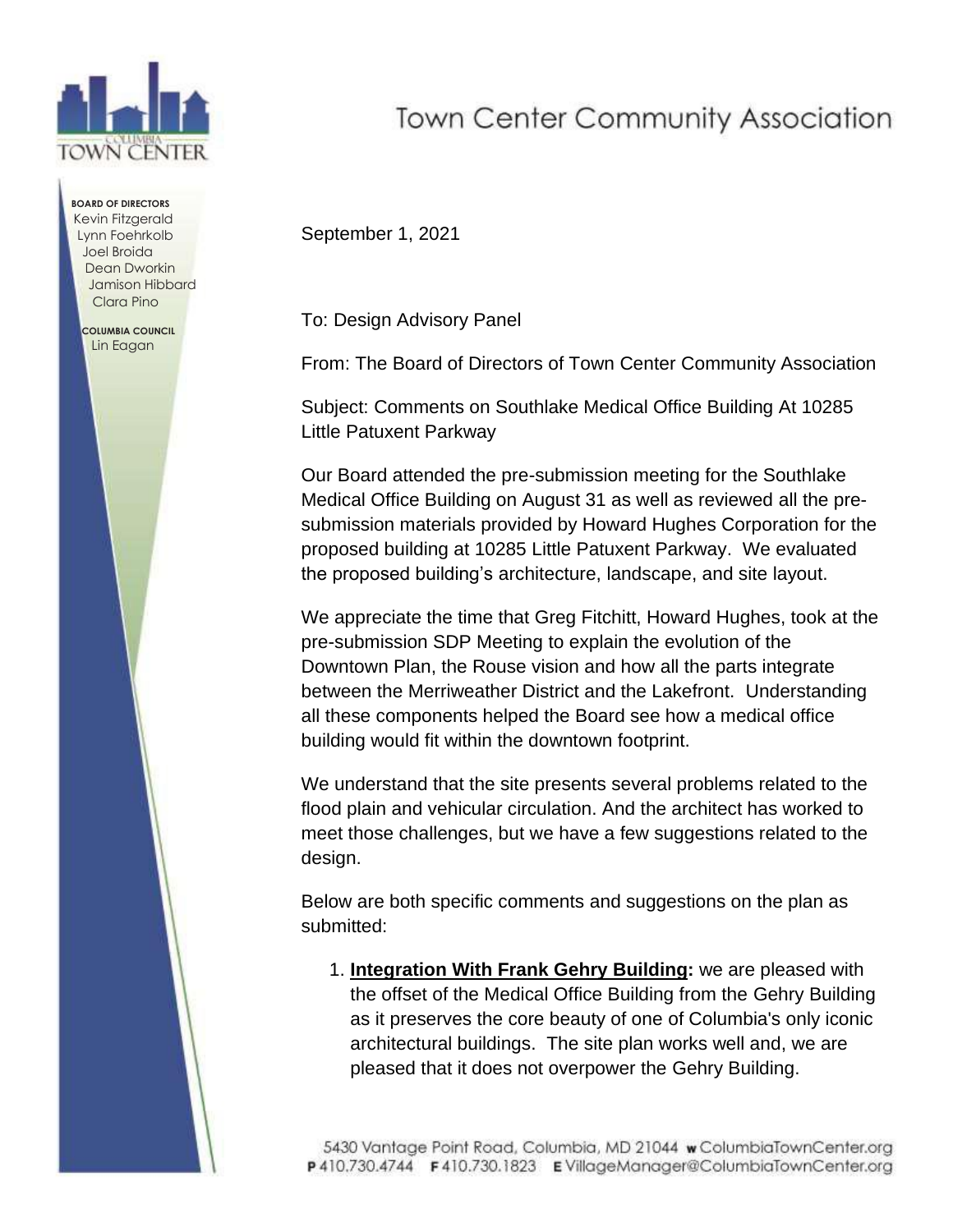# Town Center Community Association

**BOARD OF DIRECTORS**
Kevin Fitzgerald
Lynn Foehrkolb
Joel Broida
Dean Dworkin
Jamison Hibbard
Clara Pino

**COLUMBIA COUNCIL**
Lin Eagan

September 1, 2021

To: Design Advisory Panel

From: The Board of Directors of Town Center Community Association

Subject: Comments on Southlake Medical Office Building At 10285 Little Patuxent Parkway

Our Board attended the pre-submission meeting for the Southlake Medical Office Building on August 31 as well as reviewed all the pre-submission materials provided by Howard Hughes Corporation for the proposed building at 10285 Little Patuxent Parkway. We evaluated the proposed building's architecture, landscape, and site layout.

We appreciate the time that Greg Fitchitt, Howard Hughes, took at the pre-submission SDP Meeting to explain the evolution of the Downtown Plan, the Rouse vision and how all the parts integrate between the Merriweather District and the Lakefront. Understanding all these components helped the Board see how a medical office building would fit within the downtown footprint.

We understand that the site presents several problems related to the flood plain and vehicular circulation. And the architect has worked to meet those challenges, but we have a few suggestions related to the design.

Below are both specific comments and suggestions on the plan as submitted:

1. **Integration With Frank Gehry Building:** we are pleased with the offset of the Medical Office Building from the Gehry Building as it preserves the core beauty of one of Columbia's only iconic architectural buildings. The site plan works well and, we are pleased that it does not overpower the Gehry Building.

5430 Vantage Point Road, Columbia, MD 21044 **W** ColumbiaTownCenter.org
**P** 410.730.4744 **F** 410.730.1823 **E** VillageManager@ColumbiaTownCenter.org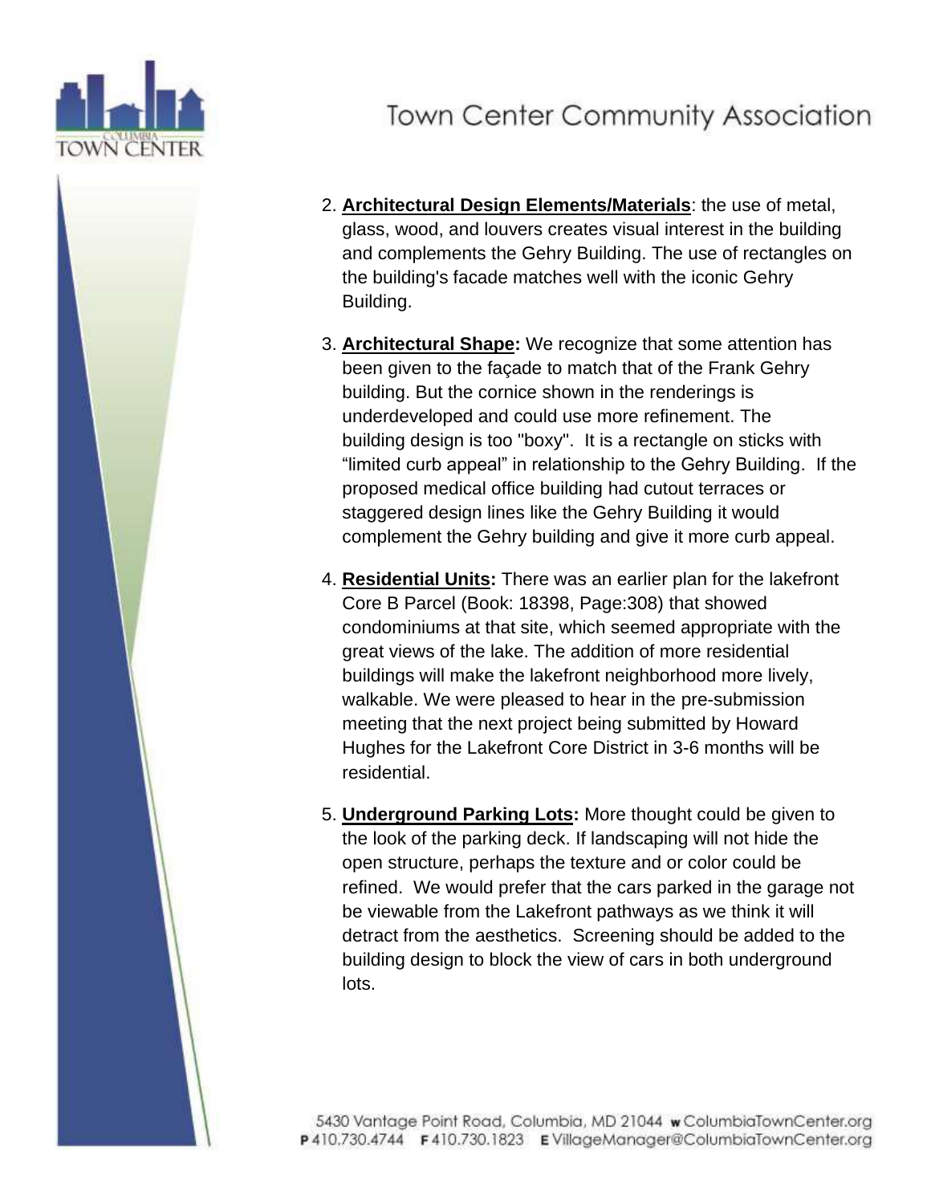2. **Architectural Design Elements/Materials**: the use of metal, glass, wood, and louvers creates visual interest in the building and complements the Gehry Building. The use of rectangles on the building's facade matches well with the iconic Gehry Building.

3. **Architectural Shape:** We recognize that some attention has been given to the façade to match that of the Frank Gehry building. But the cornice shown in the renderings is underdeveloped and could use more refinement. The building design is too "boxy". It is a rectangle on sticks with "limited curb appeal" in relationship to the Gehry Building. If the proposed medical office building had cutout terraces or staggered design lines like the Gehry Building it would complement the Gehry building and give it more curb appeal.

4. **Residential Units:** There was an earlier plan for the lakefront Core B Parcel (Book: 18398, Page:308) that showed condominiums at that site, which seemed appropriate with the great views of the lake. The addition of more residential buildings will make the lakefront neighborhood more lively, walkable. We were pleased to hear in the pre-submission meeting that the next project being submitted by Howard Hughes for the Lakefront Core District in 3-6 months will be residential.

5. **Underground Parking Lots:** More thought could be given to the look of the parking deck. If landscaping will not hide the open structure, perhaps the texture and or color could be refined. We would prefer that the cars parked in the garage not be viewable from the Lakefront pathways as we think it will detract from the aesthetics. Screening should be added to the building design to block the view of cars in both underground lots.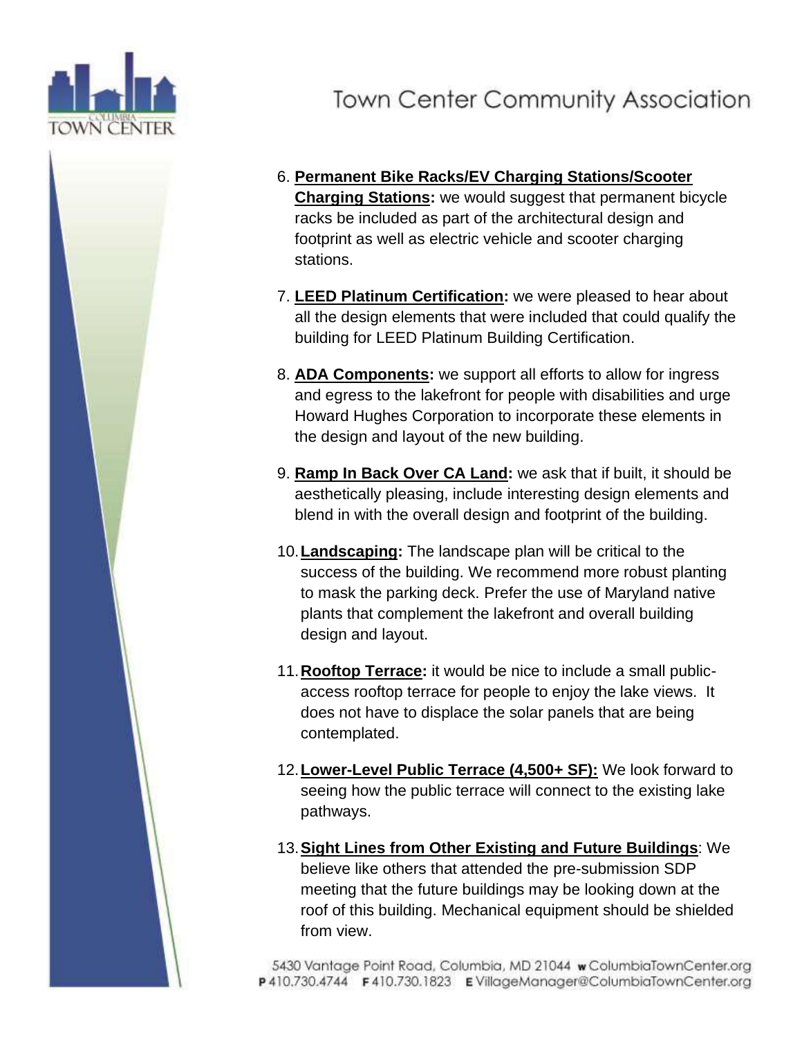6. **Permanent Bike Racks/EV Charging Stations/Scooter Charging Stations:** we would suggest that permanent bicycle racks be included as part of the architectural design and footprint as well as electric vehicle and scooter charging stations.

7. **LEED Platinum Certification:** we were pleased to hear about all the design elements that were included that could qualify the building for LEED Platinum Building Certification.

8. **ADA Components:** we support all efforts to allow for ingress and egress to the lakefront for people with disabilities and urge Howard Hughes Corporation to incorporate these elements in the design and layout of the new building.

9. **Ramp In Back Over CA Land:** we ask that if built, it should be aesthetically pleasing, include interesting design elements and blend in with the overall design and footprint of the building.

10. **Landscaping:** The landscape plan will be critical to the success of the building. We recommend more robust planting to mask the parking deck. Prefer the use of Maryland native plants that complement the lakefront and overall building design and layout.

11. **Rooftop Terrace:** it would be nice to include a small public-access rooftop terrace for people to enjoy the lake views. It does not have to displace the solar panels that are being contemplated.

12. **Lower-Level Public Terrace (4,500+ SF):** We look forward to seeing how the public terrace will connect to the existing lake pathways.

13. **Sight Lines from Other Existing and Future Buildings**: We believe like others that attended the pre-submission SDP meeting that the future buildings may be looking down at the roof of this building. Mechanical equipment should be shielded from view.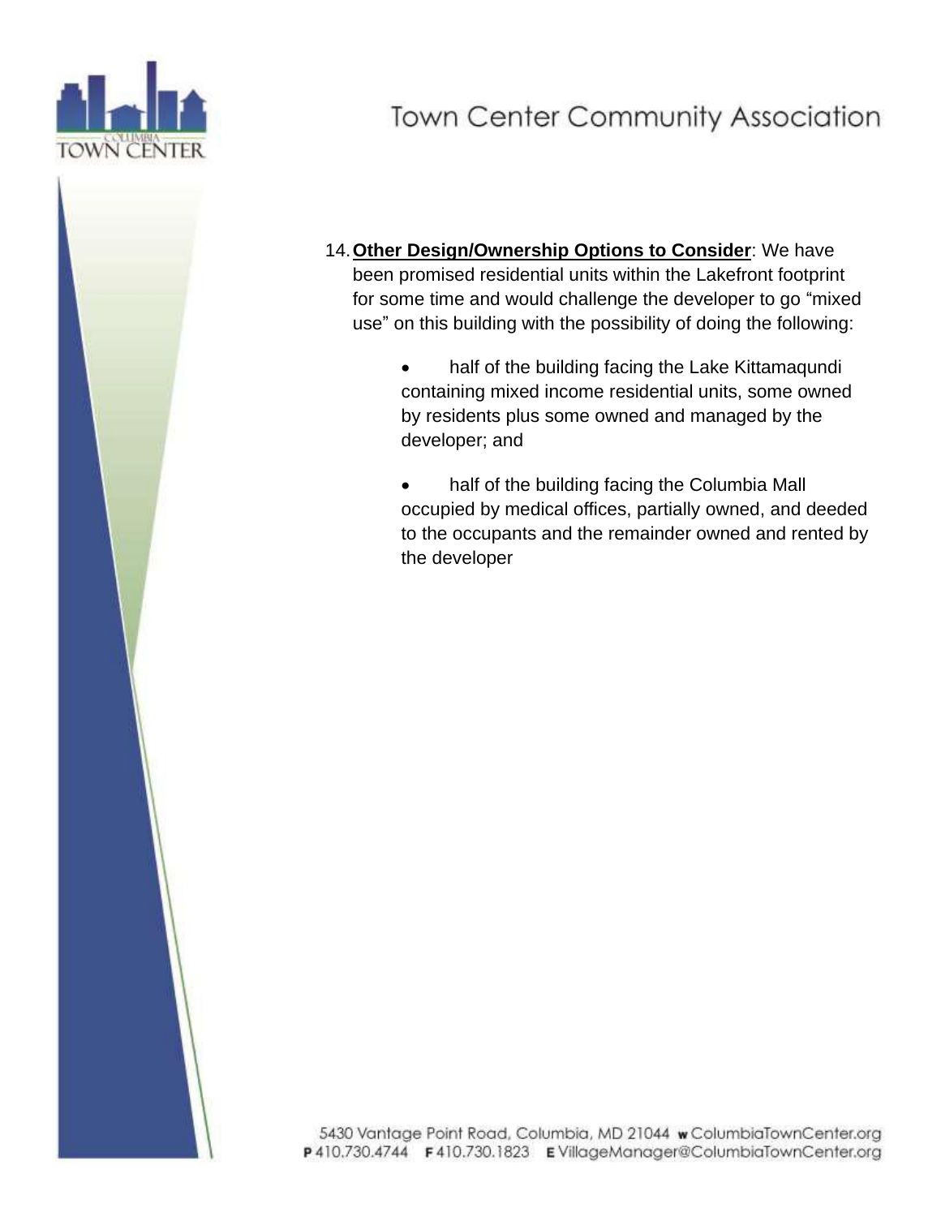14. **<u>Other Design/Ownership Options to Consider</u>**: We have been promised residential units within the Lakefront footprint for some time and would challenge the developer to go "mixed use" on this building with the possibility of doing the following:

    - half of the building facing the Lake Kittamaqundi containing mixed income residential units, some owned by residents plus some owned and managed by the developer; and

    - half of the building facing the Columbia Mall occupied by medical offices, partially owned, and deeded to the occupants and the remainder owned and rented by the developer